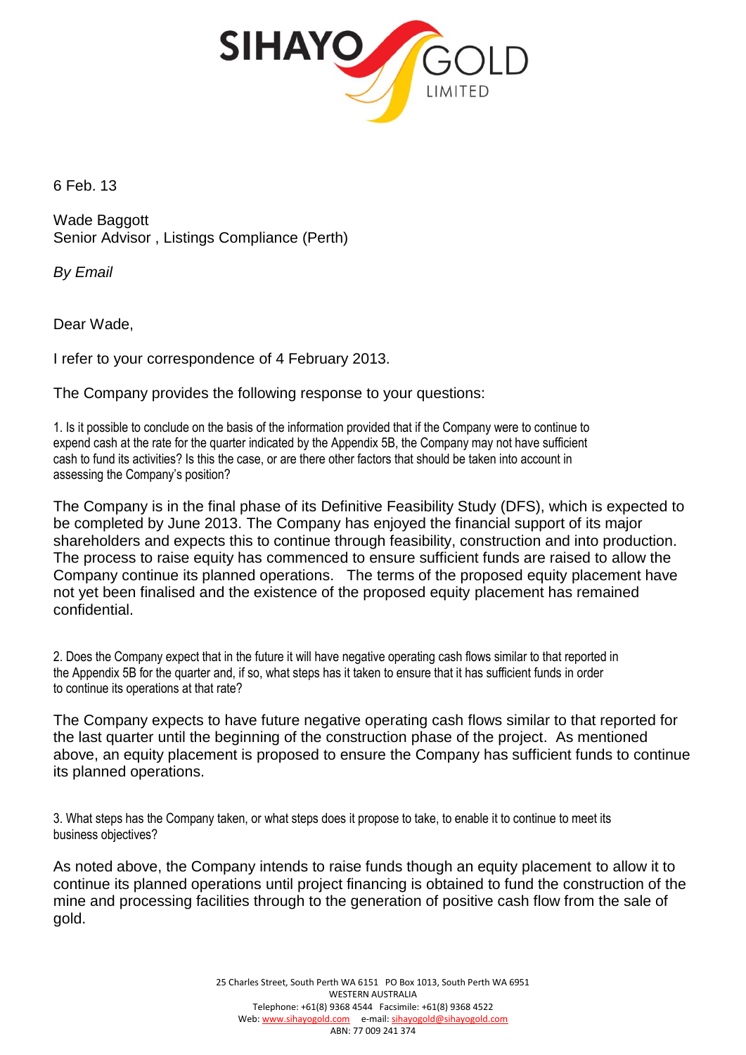SIHAYO GOLD LIMITED

6 Feb. 13

Wade Baggott
Senior Advisor , Listings Compliance (Perth)

*By Email*

Dear Wade,

I refer to your correspondence of 4 February 2013.

The Company provides the following response to your questions:

1. Is it possible to conclude on the basis of the information provided that if the Company were to continue to expend cash at the rate for the quarter indicated by the Appendix 5B, the Company may not have sufficient cash to fund its activities? Is this the case, or are there other factors that should be taken into account in assessing the Company's position?

The Company is in the final phase of its Definitive Feasibility Study (DFS), which is expected to be completed by June 2013. The Company has enjoyed the financial support of its major shareholders and expects this to continue through feasibility, construction and into production. The process to raise equity has commenced to ensure sufficient funds are raised to allow the Company continue its planned operations. The terms of the proposed equity placement have not yet been finalised and the existence of the proposed equity placement has remained confidential.

2. Does the Company expect that in the future it will have negative operating cash flows similar to that reported in the Appendix 5B for the quarter and, if so, what steps has it taken to ensure that it has sufficient funds in order to continue its operations at that rate?

The Company expects to have future negative operating cash flows similar to that reported for the last quarter until the beginning of the construction phase of the project. As mentioned above, an equity placement is proposed to ensure the Company has sufficient funds to continue its planned operations.

3. What steps has the Company taken, or what steps does it propose to take, to enable it to continue to meet its business objectives?

As noted above, the Company intends to raise funds though an equity placement to allow it to continue its planned operations until project financing is obtained to fund the construction of the mine and processing facilities through to the generation of positive cash flow from the sale of gold.

25 Charles Street, South Perth WA 6151 PO Box 1013, South Perth WA 6951
WESTERN AUSTRALIA
Telephone: +61(8) 9368 4544 Facsimile: +61(8) 9368 4522
Web: www.sihayogold.com e-mail: sihayogold@sihayogold.com
ABN: 77 009 241 374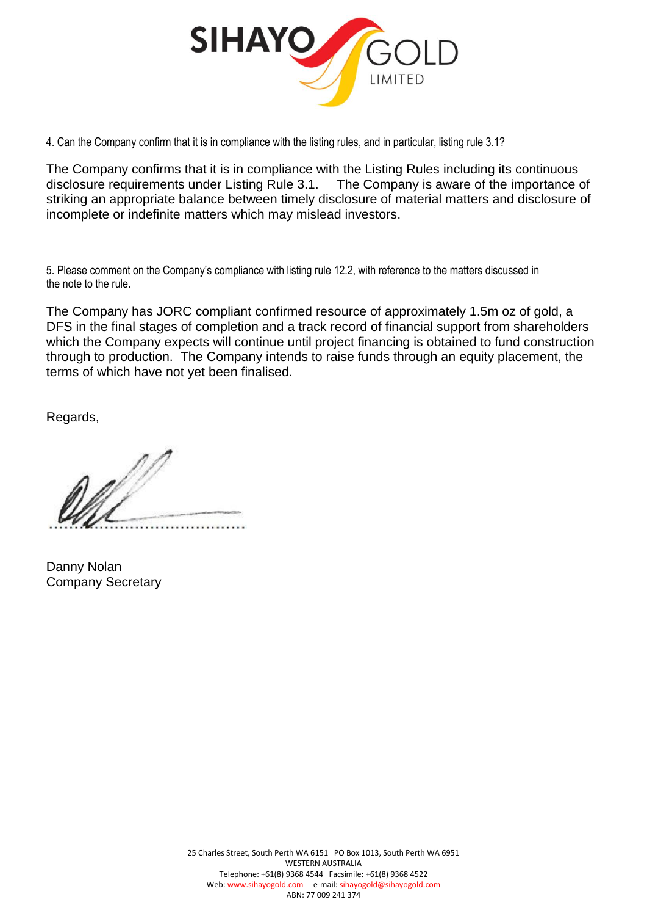4. Can the Company confirm that it is in compliance with the listing rules, and in particular, listing rule 3.1?

The Company confirms that it is in compliance with the Listing Rules including its continuous disclosure requirements under Listing Rule 3.1. The Company is aware of the importance of striking an appropriate balance between timely disclosure of material matters and disclosure of incomplete or indefinite matters which may mislead investors.

5. Please comment on the Company's compliance with listing rule 12.2, with reference to the matters discussed in the note to the rule.

The Company has JORC compliant confirmed resource of approximately 1.5m oz of gold, a DFS in the final stages of completion and a track record of financial support from shareholders which the Company expects will continue until project financing is obtained to fund construction through to production. The Company intends to raise funds through an equity placement, the terms of which have not yet been finalised.

Regards,

Danny Nolan
Company Secretary

25 Charles Street, South Perth WA 6151 PO Box 1013, South Perth WA 6951
WESTERN AUSTRALIA
Telephone: +61(8) 9368 4544 Facsimile: +61(8) 9368 4522
Web: www.sihayogold.com e-mail: sihayogold@sihayogold.com
ABN: 77 009 241 374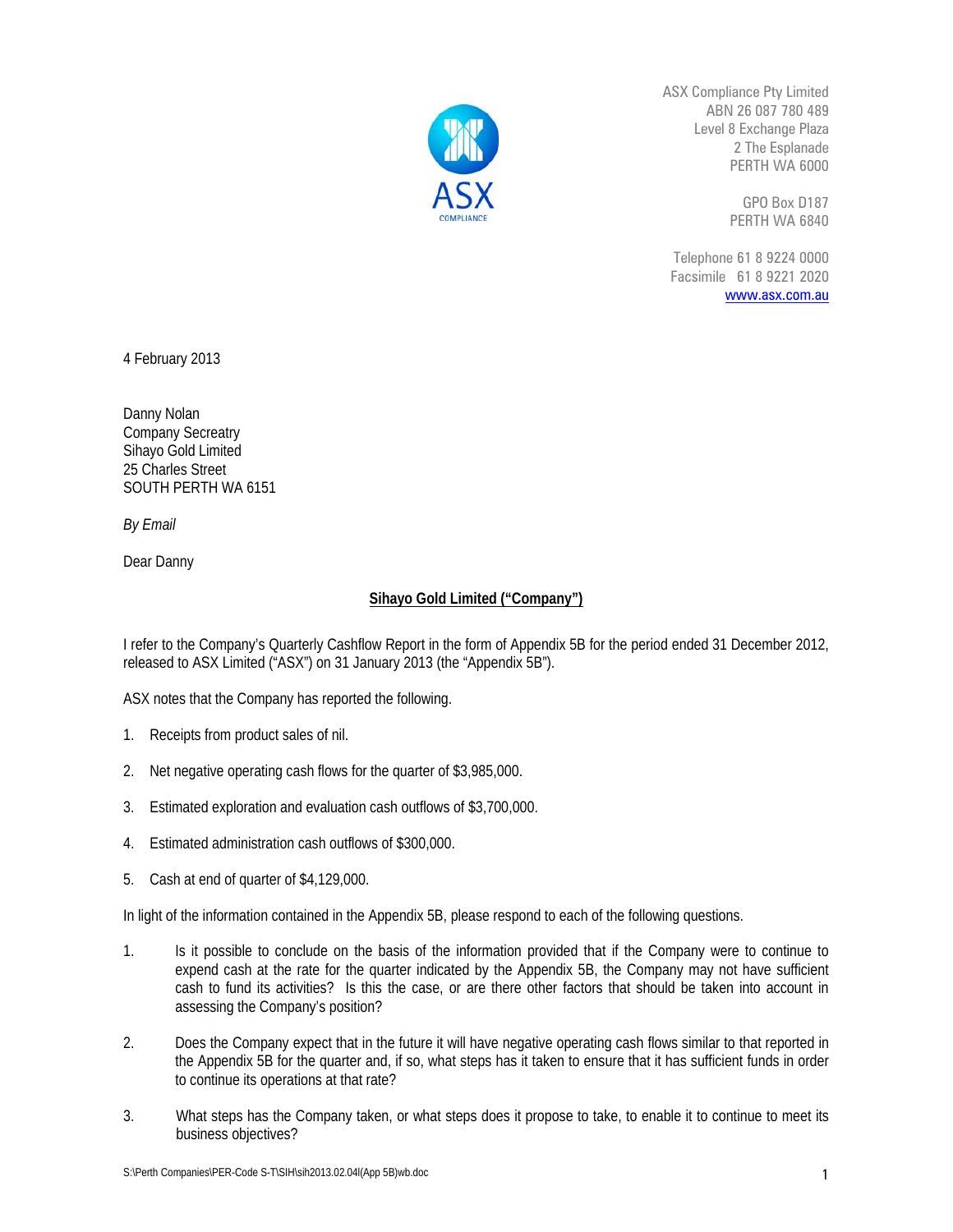ASX Compliance Pty Limited
ABN 26 087 780 489
Level 8 Exchange Plaza
2 The Esplanade
PERTH WA 6000

GPO Box D187
PERTH WA 6840

Telephone 61 8 9224 0000
Facsimile 61 8 9221 2020
www.asx.com.au

4 February 2013

Danny Nolan
Company Secreatry
Sihayo Gold Limited
25 Charles Street
SOUTH PERTH WA 6151

*By Email*

Dear Danny

**Sihayo Gold Limited ("Company")**

I refer to the Company's Quarterly Cashflow Report in the form of Appendix 5B for the period ended 31 December 2012, released to ASX Limited ("ASX") on 31 January 2013 (the "Appendix 5B").

ASX notes that the Company has reported the following.

1. Receipts from product sales of nil.
2. Net negative operating cash flows for the quarter of $3,985,000.
3. Estimated exploration and evaluation cash outflows of $3,700,000.
4. Estimated administration cash outflows of $300,000.
5. Cash at end of quarter of $4,129,000.

In light of the information contained in the Appendix 5B, please respond to each of the following questions.

1. Is it possible to conclude on the basis of the information provided that if the Company were to continue to expend cash at the rate for the quarter indicated by the Appendix 5B, the Company may not have sufficient cash to fund its activities? Is this the case, or are there other factors that should be taken into account in assessing the Company's position?
2. Does the Company expect that in the future it will have negative operating cash flows similar to that reported in the Appendix 5B for the quarter and, if so, what steps has it taken to ensure that it has sufficient funds in order to continue its operations at that rate?
3. What steps has the Company taken, or what steps does it propose to take, to enable it to continue to meet its business objectives?

S:\Perth Companies\PER-Code S-T\SIH\sih2013.02.04l(App 5B)wb.doc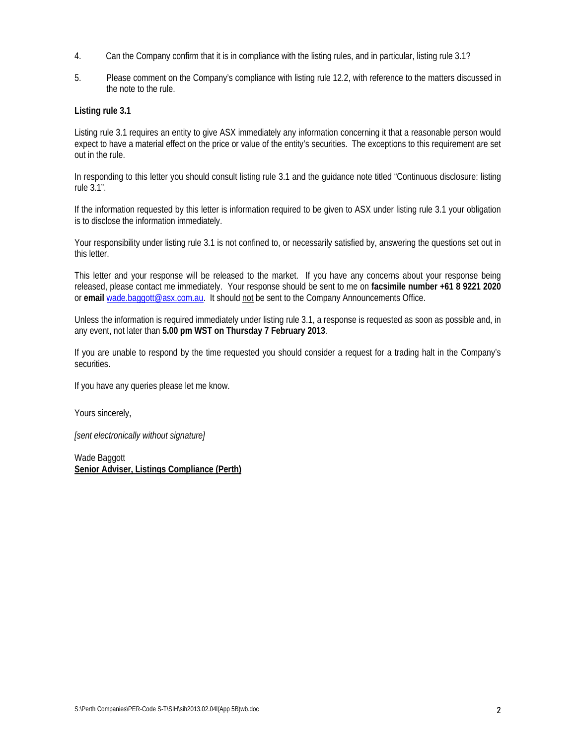4. Can the Company confirm that it is in compliance with the listing rules, and in particular, listing rule 3.1?

5. Please comment on the Company's compliance with listing rule 12.2, with reference to the matters discussed in the note to the rule.

**Listing rule 3.1**

Listing rule 3.1 requires an entity to give ASX immediately any information concerning it that a reasonable person would expect to have a material effect on the price or value of the entity's securities. The exceptions to this requirement are set out in the rule.

In responding to this letter you should consult listing rule 3.1 and the guidance note titled "Continuous disclosure: listing rule 3.1".

If the information requested by this letter is information required to be given to ASX under listing rule 3.1 your obligation is to disclose the information immediately.

Your responsibility under listing rule 3.1 is not confined to, or necessarily satisfied by, answering the questions set out in this letter.

This letter and your response will be released to the market. If you have any concerns about your response being released, please contact me immediately. Your response should be sent to me on **facsimile number +61 8 9221 2020** or **email** wade.baggott@asx.com.au. It should not be sent to the Company Announcements Office.

Unless the information is required immediately under listing rule 3.1, a response is requested as soon as possible and, in any event, not later than **5.00 pm WST on Thursday 7 February 2013**.

If you are unable to respond by the time requested you should consider a request for a trading halt in the Company's securities.

If you have any queries please let me know.

Yours sincerely,

*[sent electronically without signature]*

Wade Baggott
**Senior Adviser, Listings Compliance (Perth)**

S:\Perth Companies\PER-Code S-T\SIH\sih2013.02.04l(App 5B)wb.doc